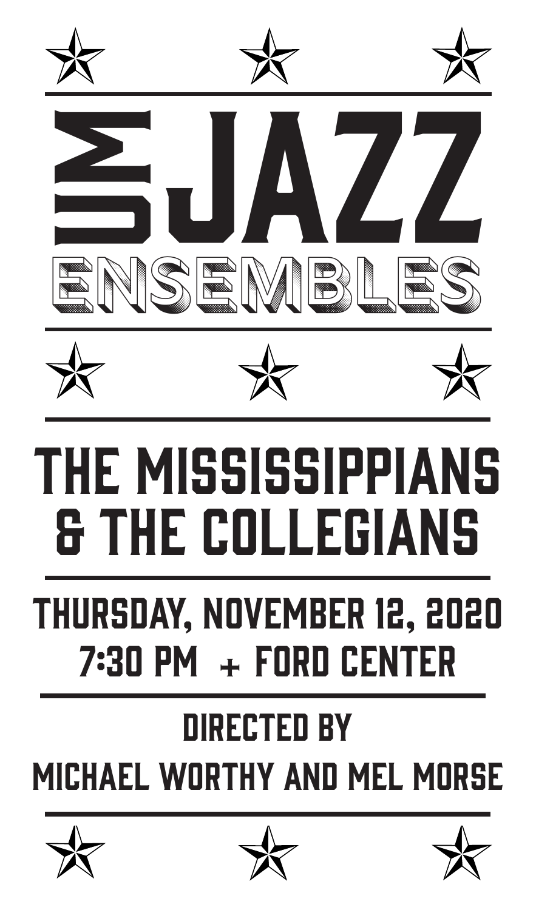# UM JAZZ ENSEMBLES

## THE MISSISSIPPIANS & THE COLLEGIANS

THURSDAY, NOVEMBER 12, 2020

7:30 PM + FORD CENTER

DIRECTED BY

MICHAEL WORTHY AND MEL MORSE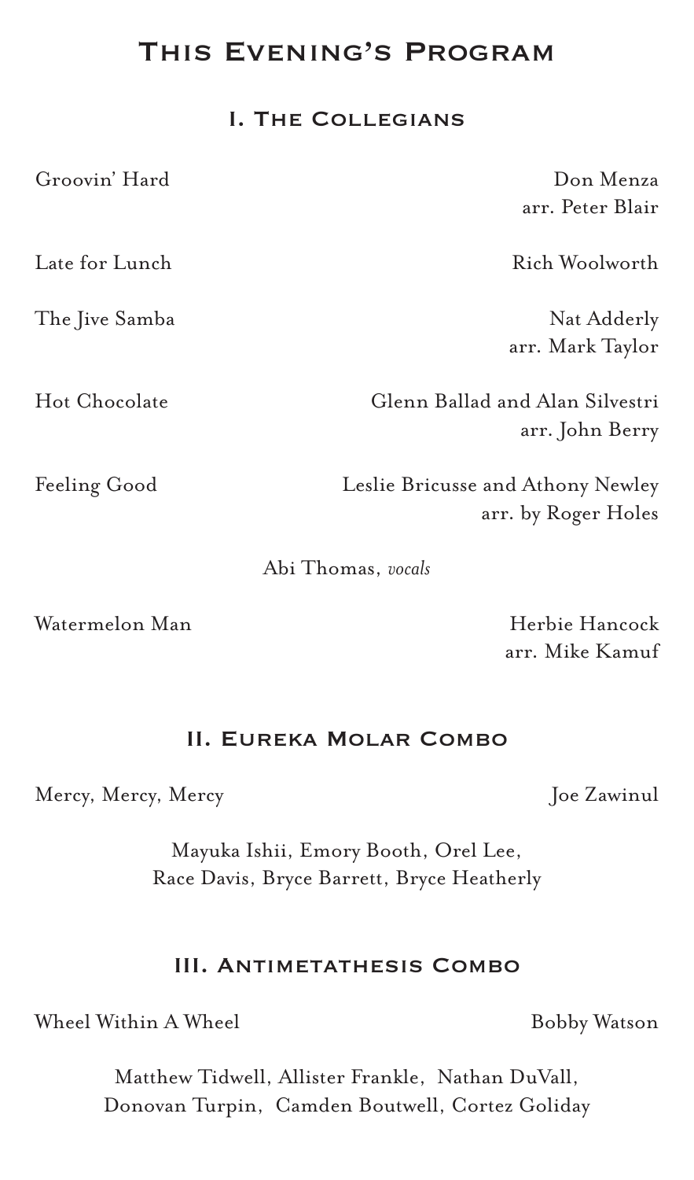# This Evening's Program

## I. The Collegians

Groovin' Hard — Don Menza
arr. Peter Blair

Late for Lunch — Rich Woolworth

The Jive Samba — Nat Adderly
arr. Mark Taylor

Hot Chocolate — Glenn Ballad and Alan Silvestri
arr. John Berry

Feeling Good — Leslie Bricusse and Athony Newley
arr. by Roger Holes

Abi Thomas, *vocals*

Watermelon Man — Herbie Hancock
arr. Mike Kamuf

## II. Eureka Molar Combo

Mercy, Mercy, Mercy — Joe Zawinul

Mayuka Ishii, Emory Booth, Orel Lee,
Race Davis, Bryce Barrett, Bryce Heatherly

## III. Antimetathesis Combo

Wheel Within A Wheel — Bobby Watson

Matthew Tidwell, Allister Frankle, Nathan DuVall,
Donovan Turpin, Camden Boutwell, Cortez Goliday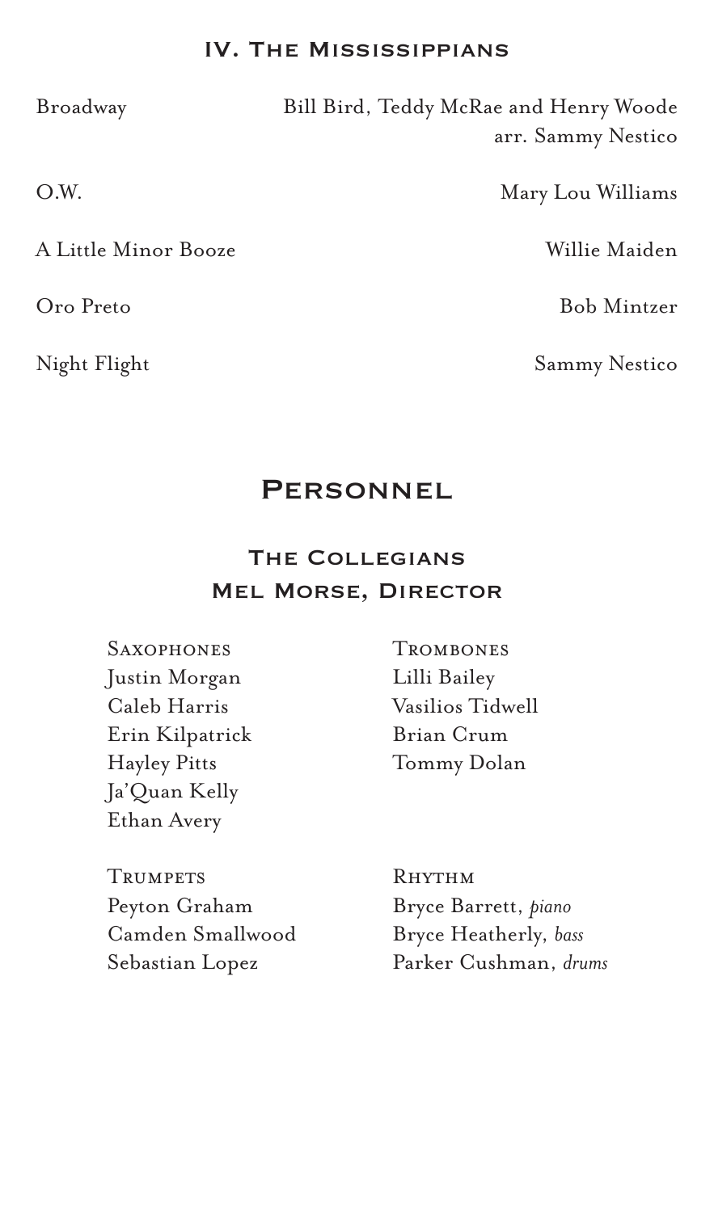## IV. The Mississippians

| | |
|---|---|
| Broadway | Bill Bird, Teddy McRae and Henry Woode<br>arr. Sammy Nestico |
| O.W. | Mary Lou Williams |
| A Little Minor Booze | Willie Maiden |
| Oro Preto | Bob Mintzer |
| Night Flight | Sammy Nestico |

# Personnel

## The Collegians
## Mel Morse, Director

**Saxophones**
Justin Morgan
Caleb Harris
Erin Kilpatrick
Hayley Pitts
Ja'Quan Kelly
Ethan Avery

**Trombones**
Lilli Bailey
Vasilios Tidwell
Brian Crum
Tommy Dolan

**Trumpets**
Peyton Graham
Camden Smallwood
Sebastian Lopez

**Rhythm**
Bryce Barrett, *piano*
Bryce Heatherly, *bass*
Parker Cushman, *drums*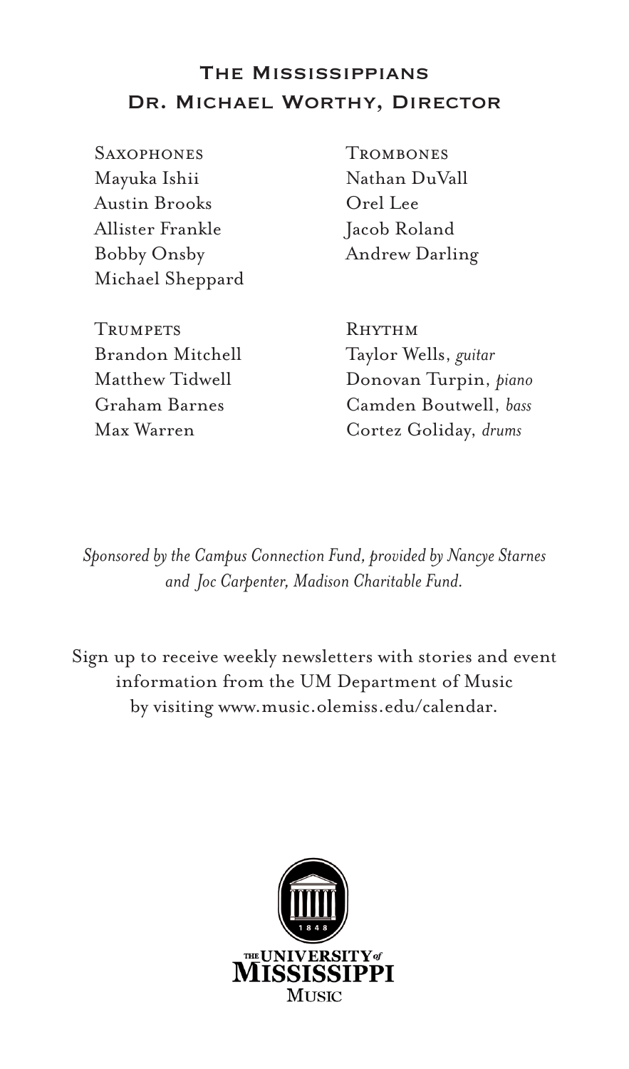## The Mississippians
## Dr. Michael Worthy, Director

**Saxophones**
Mayuka Ishii
Austin Brooks
Allister Frankle
Bobby Onsby
Michael Sheppard

**Trumpets**
Brandon Mitchell
Matthew Tidwell
Graham Barnes
Max Warren

**Trombones**
Nathan DuVall
Orel Lee
Jacob Roland
Andrew Darling

**Rhythm**
Taylor Wells, *guitar*
Donovan Turpin, *piano*
Camden Boutwell, *bass*
Cortez Goliday, *drums*

*Sponsored by the Campus Connection Fund, provided by Nancye Starnes and Joc Carpenter, Madison Charitable Fund.*

Sign up to receive weekly newsletters with stories and event information from the UM Department of Music by visiting www.music.olemiss.edu/calendar.

1848
The University of Mississippi
Music